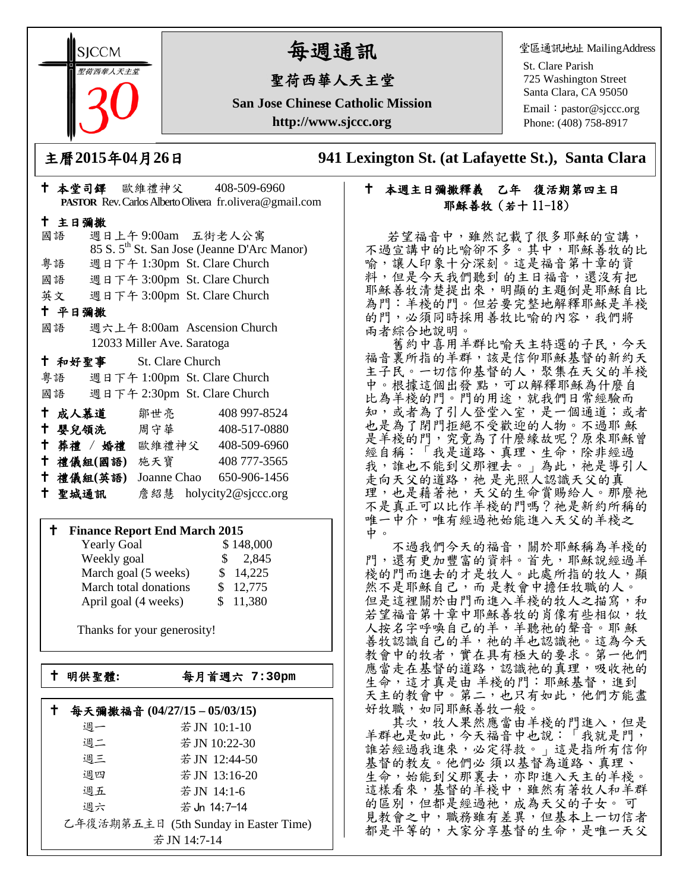SJCCM
聖荷西華人天主堂
30

# 每週通訊

## 聖荷西華人天主堂

**San Jose Chinese Catholic Mission**

**http://www.sjccc.org**

堂區通訊地址 MailingAddress
St. Clare Parish
725 Washington Street
Santa Clara, CA 95050
Email：pastor@sjccc.org
Phone: (408) 758-8917

**主曆2015年04月26日**　　**941 Lexington St. (at Lafayette St.), Santa Clara**

✝ **本堂司鐸** 歐維禮神父 408-509-6960
**PASTOR** Rev. Carlos Alberto Olivera fr.olivera@gmail.com

✝ **主日彌撒**
國語 週日上午 9:00am 五街老人公寓
85 S. 5th St. San Jose (Jeanne D'Arc Manor)
粵語 週日下午 1:30pm St. Clare Church
國語 週日下午 3:00pm St. Clare Church
英文 週日下午 3:00pm St. Clare Church

✝ **平日彌撒**
國語 週六上午 8:00am Ascension Church
12033 Miller Ave. Saratoga

✝ **和好聖事** St. Clare Church
粵語 週日下午 1:00pm St. Clare Church
國語 週日下午 2:30pm St. Clare Church

✝ **成人慕道** 鄒世亮 408 997-8524
✝ **嬰兒領洗** 周守華 408-517-0880
✝ **葬禮 / 婚禮** 歐維禮神父 408-509-6960
✝ **禮儀組(國語)** 施天寶 408 777-3565
✝ **禮儀組(英語)** Joanne Chao 650-906-1456
✝ **聖城通訊** 詹紹慧 holycity2@sjccc.org

✝ **Finance Report End March 2015**

| | |
|---|---|
| Yearly Goal | $ 148,000 |
| Weekly goal | $ 2,845 |
| March goal (5 weeks) | $ 14,225 |
| March total donations | $ 12,775 |
| April goal (4 weeks) | $ 11,380 |

Thanks for your generosity!

✝ **明供聖體:** **每月首週六 7:30pm**

✝ **每天彌撒福音 (04/27/15 – 05/03/15)**

| | |
|---|---|
| 週一 | 若 JN 10:1-10 |
| 週二 | 若 JN 10:22-30 |
| 週三 | 若 JN 12:44-50 |
| 週四 | 若 JN 13:16-20 |
| 週五 | 若 JN 14:1-6 |
| 週六 | 若 Jn 14:7-14 |

乙年復活期第五主日 (5th Sunday in Easter Time)
若 JN 14:7-14

✝ **本週主日彌撒釋義　乙年　復活期第四主日**
**耶穌善牧（若十 11-18）**

若望福音中，雖然記載了很多耶穌的宣講，不過宣講中的比喻卻不多。其中，耶穌善牧的比喻，讓人印象十分深刻。這是福音第十章的資料，但是今天我們聽到 的主日福音，還沒有把耶穌善牧清楚提出來，明顯的主題倒是耶穌自比為門：羊棧的門。但若要完整地解釋耶穌是羊棧的門，必須同時採用善牧比喻的內容，我們將兩者綜合地說明。

舊約中喜用羊群比喻天主特選的子民，今天福音裏所指的羊群，該是信仰耶穌基督的新約天主子民。一切信仰基督的人，聚集在天父的羊棧中。根據這個出發 點，可以解釋耶穌為什麼自比為羊棧的門。門的用途，就我們日常經驗而知，或者為了引人登堂入室，是一個通道；或者也是為了閉門拒絕不受歡迎的人物。不過耶 穌是羊棧的門，究竟為了什麼緣故呢？原來耶穌曾經自稱：「我是道路、真理、生命，除非經過我，誰也不能到父那裡去。」為此，祂是導引人走向天父的道路，祂 是光照人認識天父的真理，也是藉著祂，天父的生命賞賜給人。那麼祂不是真正可以比作羊棧的門嗎？祂是新約所稱的唯一中介，唯有經過祂始能進入天父的羊棧之中。

不過我們今天的福音，關於耶穌稱為羊棧的門，還有更加豐富的資料。首先，耶穌說經過羊棧的門而進去的才是牧人。此處所指的牧人，顯然不是耶穌自己，而 是教會中擔任牧職的人。但是這裡關於由門而進入羊棧的牧人之描寫，和若望福音第十章中耶穌善牧的肖像有些相似，牧人按名字呼喚自己的羊，羊聽祂的聲音。耶 穌善牧認識自己的羊，祂的羊也認識祂。這為今天教會中的牧者，實在具有極大的要求。第一他們應當走在基督的道路，認識祂的真理，吸收祂的生命，這才真是由 羊棧的門：耶穌基督，進到天主的教會中。第二，也只有如此，他們方能盡好牧職，如同耶穌善牧一般。

其次，牧人果然應當由羊棧的門進入，但是羊群也是如此，今天福音中也說：「我就是門，誰若經過我進來，必定得救。」這是指所有信仰基督的教友。他們必 須以基督為道路、真理、生命，始能到父那裏去，亦即進入天主的羊棧。這樣看來，基督的羊棧中，雖然有著牧人和羊群的區別，但都是經過祂，成為天父的子女。 可見教會之中，職務雖有差異，但基本上一切信者都是平等的，大家分享基督的生命，是唯一天父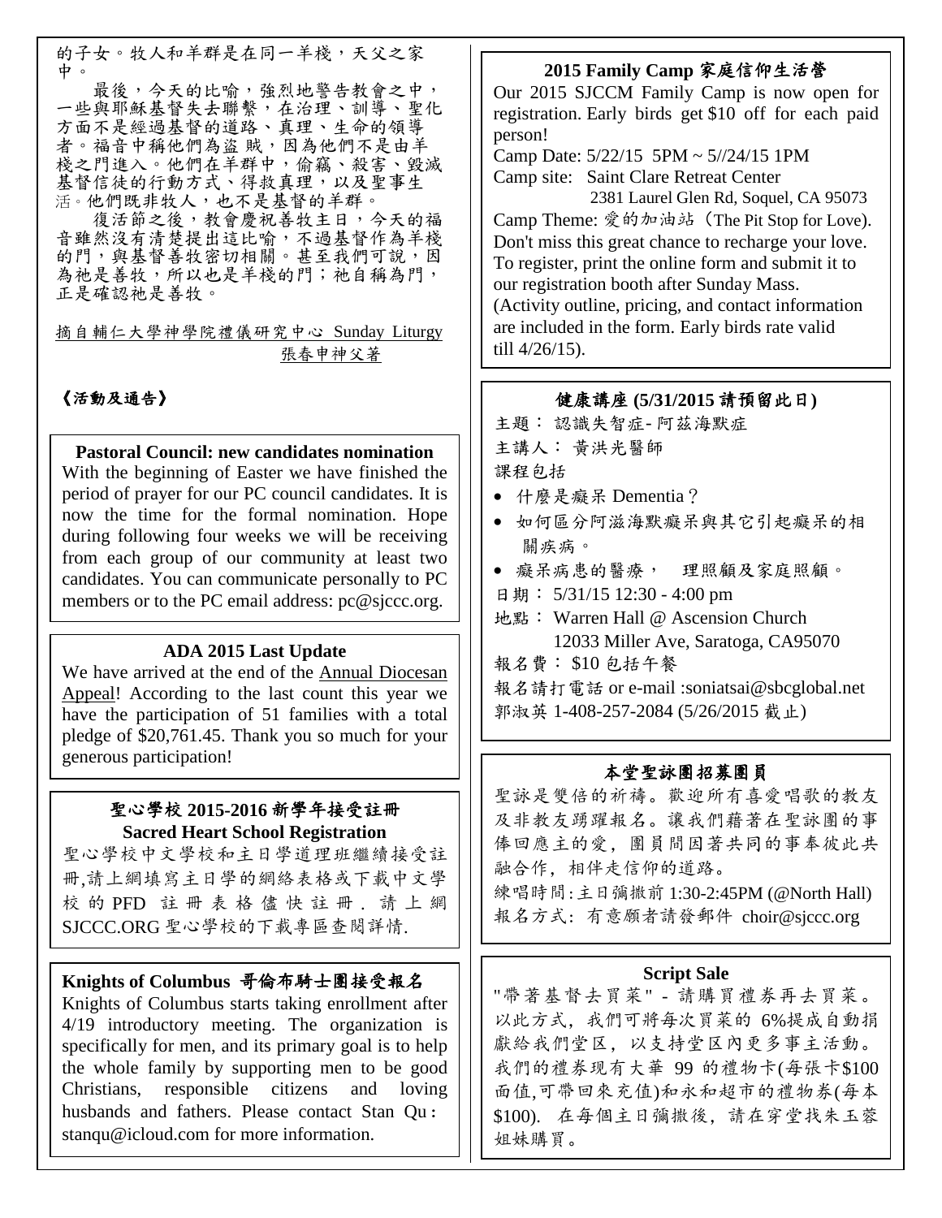的子女。牧人和羊群是在同一羊棧，天父之家中。

最後，今天的比喻，強烈地警告教會之中，一些與耶穌基督失去聯繫，在治理、訓導、聖化方面不是經過基督的道路、真理、生命的領導者。福音中稱他們為盜 賊，因為他們不是由羊棧之門進入。他們在羊群中，偷竊、殺害、毀滅基督信徒的行動方式、得救真理，以及聖事生活。他們既非牧人，也不是基督的羊群。

復活節之後，教會慶祝善牧主日，今天的福音雖然沒有清楚提出這比喻，不過基督作為羊棧的門，與基督善牧密切相關。甚至我們可說，因為祂是善牧，所以也是羊棧的門；祂自稱為門，正是確認祂是善牧。

摘自輔仁大學神學院禮儀研究中心 Sunday Liturgy
張春申神父著

## 《活動及通告》

### Pastoral Council: new candidates nomination

With the beginning of Easter we have finished the period of prayer for our PC council candidates. It is now the time for the formal nomination. Hope during following four weeks we will be receiving from each group of our community at least two candidates. You can communicate personally to PC members or to the PC email address: pc@sjccc.org.

### ADA 2015 Last Update

We have arrived at the end of the Annual Diocesan Appeal! According to the last count this year we have the participation of 51 families with a total pledge of $20,761.45. Thank you so much for your generous participation!

### 聖心學校 2015-2016 新學年接受註冊 Sacred Heart School Registration

聖心學校中文學校和主日學道理班繼續接受註冊,請上網填寫主日學的網絡表格或下載中文學校的PFD 註冊表格儘快註冊. 請上網 SJCCC.ORG 聖心學校的下載專區查閱詳情.

### Knights of Columbus 哥倫布騎士團接受報名

Knights of Columbus starts taking enrollment after 4/19 introductory meeting. The organization is specifically for men, and its primary goal is to help the whole family by supporting men to be good Christians, responsible citizens and loving husbands and fathers. Please contact Stan Qu : stanqu@icloud.com for more information.

### 2015 Family Camp 家庭信仰生活營

Our 2015 SJCCM Family Camp is now open for registration. Early birds get $10 off for each paid person!

Camp Date: 5/22/15 5PM ~ 5//24/15 1PM

Camp site: Saint Clare Retreat Center
2381 Laurel Glen Rd, Soquel, CA 95073

Camp Theme: 愛的加油站（The Pit Stop for Love). Don't miss this great chance to recharge your love. To register, print the online form and submit it to our registration booth after Sunday Mass.
(Activity outline, pricing, and contact information are included in the form. Early birds rate valid till 4/26/15).

### 健康講座 (5/31/2015 請預留此日)

主題： 認識失智症-阿茲海默症

主講人： 黃洪光醫師

課程包括

- 什麼是癡呆 Dementia？
- 如何區分阿滋海默癡呆與其它引起癡呆的相關疾病。
- 癡呆病患的醫療， 理照顧及家庭照顧。

日期： 5/31/15 12:30 - 4:00 pm

地點： Warren Hall @ Ascension Church
12033 Miller Ave, Saratoga, CA95070

報名費： $10 包括午餐

報名請打電話 or e-mail :soniatsai@sbcglobal.net
郭淑英 1-408-257-2084 (5/26/2015 截止)

### 本堂聖詠團招募團員

聖詠是雙倍的祈禱。歡迎所有喜愛唱歌的教友及非教友踴躍報名。讓我們藉著在聖詠團的事俸回應主的愛，團員間因著共同的事奉彼此共融合作，相伴走信仰的道路。

練唱時間:主日彌撒前 1:30-2:45PM (@North Hall)

報名方式：有意願者請發郵件 choir@sjccc.org

### Script Sale

"帶著基督去買菜" - 請購買禮劵再去買菜。以此方式，我們可將每次買菜的 6%提成自動捐獻給我們堂区，以支持堂区內更多事主活動。我們的禮劵現有大華 99 的禮物卡(每張卡$100 面值,可帶回來充值)和永和超市的禮物劵(每本$100). 在每個主日彌撒後，請在穿堂找朱玉蓉姐妹購買。